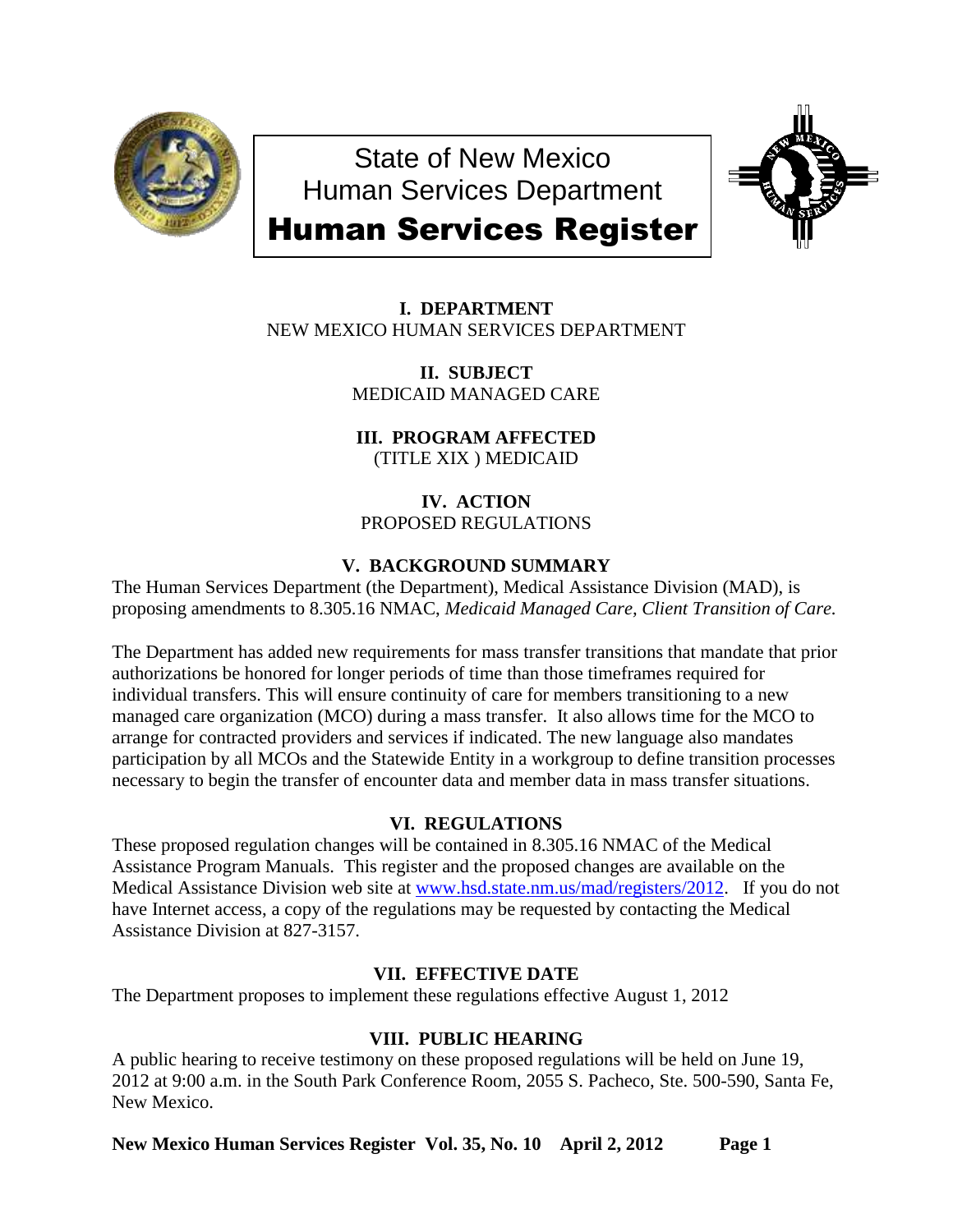# State of New Mexico
# Human Services Department
# Human Services Register

**I. DEPARTMENT**
NEW MEXICO HUMAN SERVICES DEPARTMENT

**II. SUBJECT**
MEDICAID MANAGED CARE

**III. PROGRAM AFFECTED**
(TITLE XIX ) MEDICAID

**IV. ACTION**
PROPOSED REGULATIONS

**V. BACKGROUND SUMMARY**

The Human Services Department (the Department), Medical Assistance Division (MAD), is proposing amendments to 8.305.16 NMAC, *Medicaid Managed Care, Client Transition of Care.*

The Department has added new requirements for mass transfer transitions that mandate that prior authorizations be honored for longer periods of time than those timeframes required for individual transfers. This will ensure continuity of care for members transitioning to a new managed care organization (MCO) during a mass transfer. It also allows time for the MCO to arrange for contracted providers and services if indicated. The new language also mandates participation by all MCOs and the Statewide Entity in a workgroup to define transition processes necessary to begin the transfer of encounter data and member data in mass transfer situations.

**VI. REGULATIONS**

These proposed regulation changes will be contained in 8.305.16 NMAC of the Medical Assistance Program Manuals. This register and the proposed changes are available on the Medical Assistance Division web site at www.hsd.state.nm.us/mad/registers/2012. If you do not have Internet access, a copy of the regulations may be requested by contacting the Medical Assistance Division at 827-3157.

**VII. EFFECTIVE DATE**

The Department proposes to implement these regulations effective August 1, 2012

**VIII. PUBLIC HEARING**

A public hearing to receive testimony on these proposed regulations will be held on June 19, 2012 at 9:00 a.m. in the South Park Conference Room, 2055 S. Pacheco, Ste. 500-590, Santa Fe, New Mexico.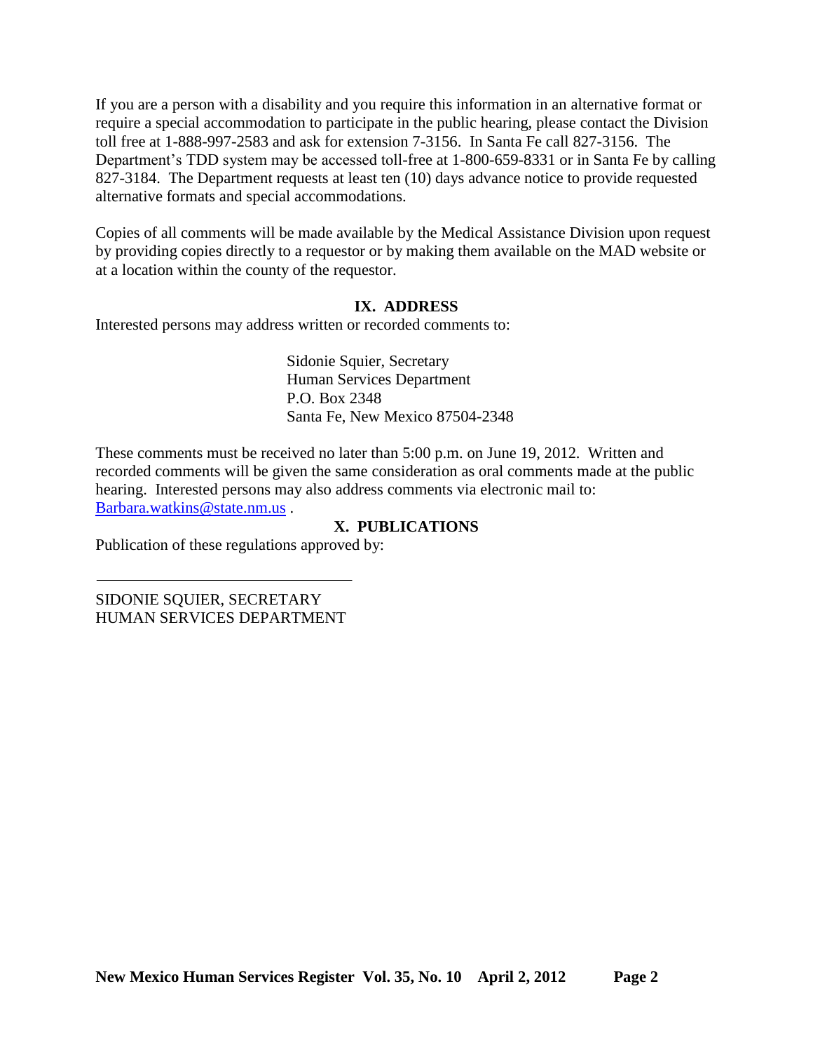If you are a person with a disability and you require this information in an alternative format or require a special accommodation to participate in the public hearing, please contact the Division toll free at 1-888-997-2583 and ask for extension 7-3156. In Santa Fe call 827-3156. The Department's TDD system may be accessed toll-free at 1-800-659-8331 or in Santa Fe by calling 827-3184. The Department requests at least ten (10) days advance notice to provide requested alternative formats and special accommodations.

Copies of all comments will be made available by the Medical Assistance Division upon request by providing copies directly to a requestor or by making them available on the MAD website or at a location within the county of the requestor.

## IX. ADDRESS

Interested persons may address written or recorded comments to:

> Sidonie Squier, Secretary
> Human Services Department
> P.O. Box 2348
> Santa Fe, New Mexico 87504-2348

These comments must be received no later than 5:00 p.m. on June 19, 2012. Written and recorded comments will be given the same consideration as oral comments made at the public hearing. Interested persons may also address comments via electronic mail to: Barbara.watkins@state.nm.us .

## X. PUBLICATIONS

Publication of these regulations approved by:

\_\_\_\_\_\_\_\_\_\_\_\_\_\_\_\_\_\_\_\_\_\_\_\_\_\_\_\_\_\_\_\_

SIDONIE SQUIER, SECRETARY
HUMAN SERVICES DEPARTMENT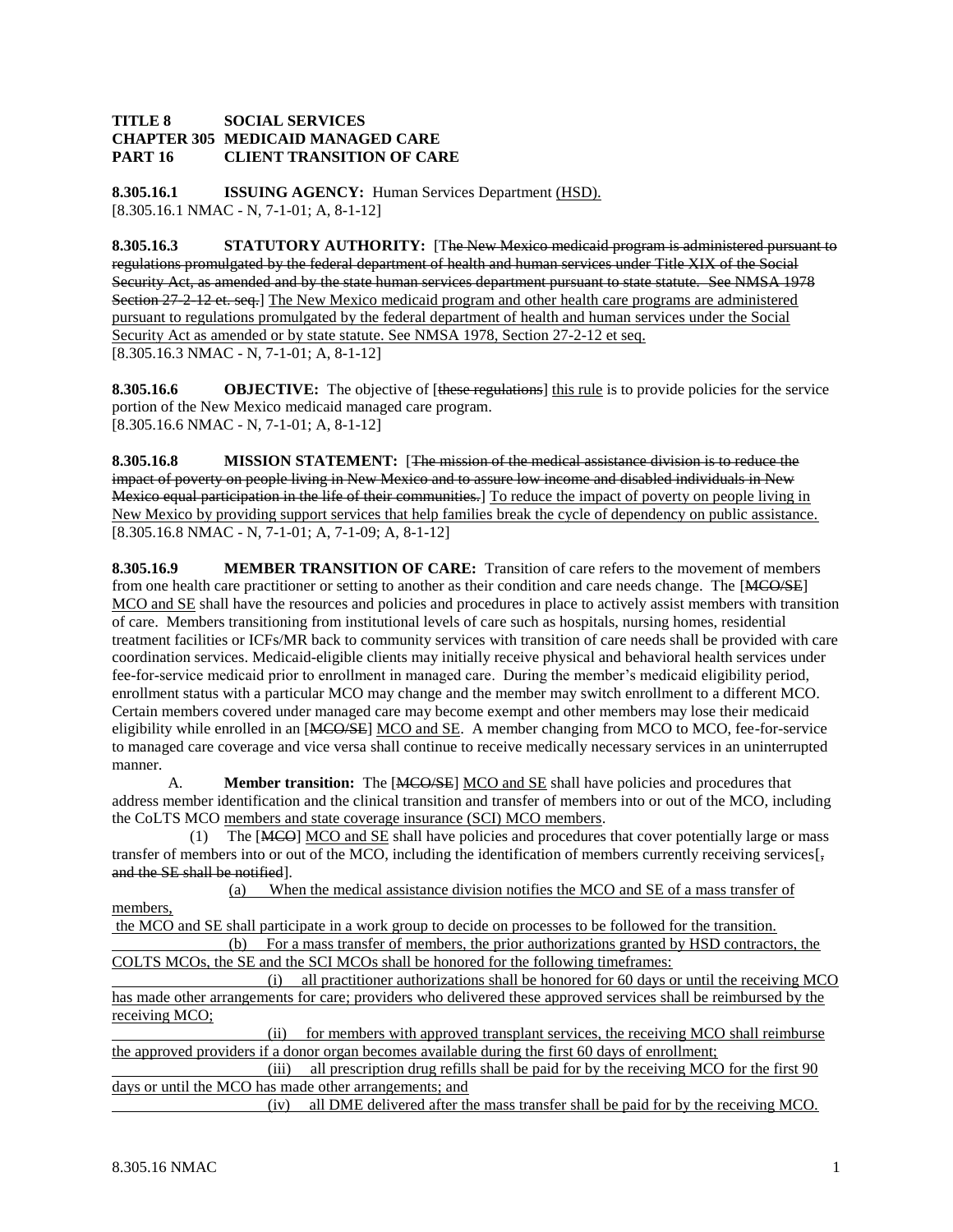**TITLE 8 SOCIAL SERVICES**
**CHAPTER 305 MEDICAID MANAGED CARE**
**PART 16 CLIENT TRANSITION OF CARE**

**8.305.16.1 ISSUING AGENCY:** Human Services Department <u>(HSD).</u>
[8.305.16.1 NMAC - N, 7-1-01; A, 8-1-12]

**8.305.16.3 STATUTORY AUTHORITY:** [T~~he New Mexico medicaid program is administered pursuant to regulations promulgated by the federal department of health and human services under Title XIX of the Social Security Act, as amended and by the state human services department pursuant to state statute. See NMSA 1978 Section 27-2-12 et. seq.~~] <u>The New Mexico medicaid program and other health care programs are administered pursuant to regulations promulgated by the federal department of health and human services under the Social Security Act as amended or by state statute. See NMSA 1978, Section 27-2-12 et seq.</u>
[8.305.16.3 NMAC - N, 7-1-01; A, 8-1-12]

**8.305.16.6 OBJECTIVE:** The objective of [~~these regulations~~] <u>this rule</u> is to provide policies for the service portion of the New Mexico medicaid managed care program.
[8.305.16.6 NMAC - N, 7-1-01; A, 8-1-12]

**8.305.16.8 MISSION STATEMENT:** [~~The mission of the medical assistance division is to reduce the impact of poverty on people living in New Mexico and to assure low income and disabled individuals in New Mexico equal participation in the life of their communities.~~] <u>To reduce the impact of poverty on people living in New Mexico by providing support services that help families break the cycle of dependency on public assistance.</u>
[8.305.16.8 NMAC - N, 7-1-01; A, 7-1-09; A, 8-1-12]

**8.305.16.9 MEMBER TRANSITION OF CARE:** Transition of care refers to the movement of members from one health care practitioner or setting to another as their condition and care needs change. The [~~MCO/SE~~] <u>MCO and SE</u> shall have the resources and policies and procedures in place to actively assist members with transition of care. Members transitioning from institutional levels of care such as hospitals, nursing homes, residential treatment facilities or ICFs/MR back to community services with transition of care needs shall be provided with care coordination services. Medicaid-eligible clients may initially receive physical and behavioral health services under fee-for-service medicaid prior to enrollment in managed care. During the member's medicaid eligibility period, enrollment status with a particular MCO may change and the member may switch enrollment to a different MCO. Certain members covered under managed care may become exempt and other members may lose their medicaid eligibility while enrolled in an [~~MCO/SE~~] <u>MCO and SE</u>. A member changing from MCO to MCO, fee-for-service to managed care coverage and vice versa shall continue to receive medically necessary services in an uninterrupted manner.

A. **Member transition:** The [~~MCO/SE~~] <u>MCO and SE</u> shall have policies and procedures that address member identification and the clinical transition and transfer of members into or out of the MCO, including the CoLTS MCO <u>members and state coverage insurance (SCI) MCO members</u>.

(1) The [~~MCO~~] <u>MCO and SE</u> shall have policies and procedures that cover potentially large or mass transfer of members into or out of the MCO, including the identification of members currently receiving services[~~, and the SE shall be notified~~].

<u>(a) When the medical assistance division notifies the MCO and SE of a mass transfer of members, the MCO and SE shall participate in a work group to decide on processes to be followed for the transition.</u>

<u>(b) For a mass transfer of members, the prior authorizations granted by HSD contractors, the COLTS MCOs, the SE and the SCI MCOs shall be honored for the following timeframes:</u>

<u>(i) all practitioner authorizations shall be honored for 60 days or until the receiving MCO has made other arrangements for care; providers who delivered these approved services shall be reimbursed by the receiving MCO;</u>

<u>(ii) for members with approved transplant services, the receiving MCO shall reimburse the approved providers if a donor organ becomes available during the first 60 days of enrollment;</u>

<u>(iii) all prescription drug refills shall be paid for by the receiving MCO for the first 90 days or until the MCO has made other arrangements; and</u>

<u>(iv) all DME delivered after the mass transfer shall be paid for by the receiving MCO.</u>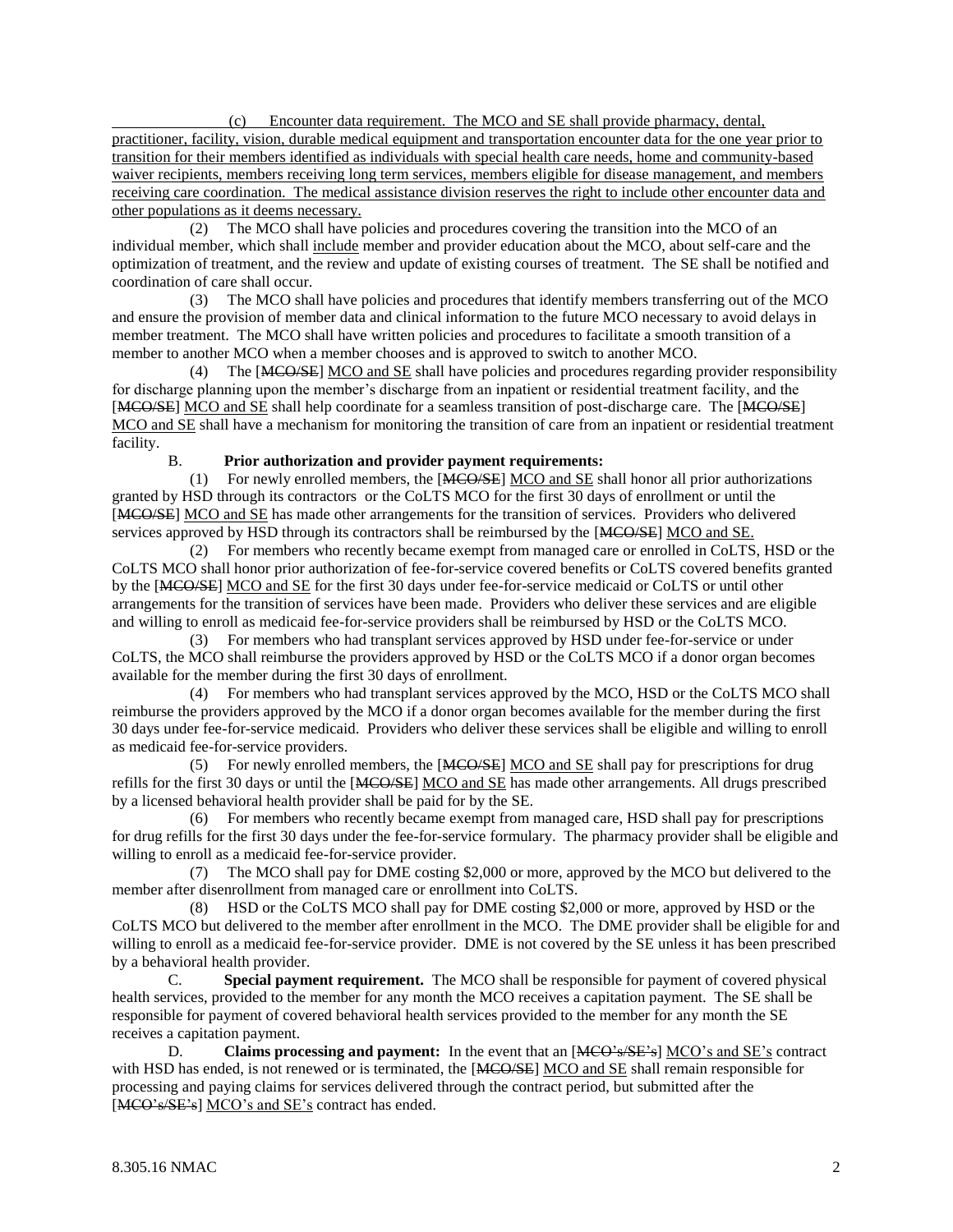(c) Encounter data requirement. The MCO and SE shall provide pharmacy, dental, practitioner, facility, vision, durable medical equipment and transportation encounter data for the one year prior to transition for their members identified as individuals with special health care needs, home and community-based waiver recipients, members receiving long term services, members eligible for disease management, and members receiving care coordination. The medical assistance division reserves the right to include other encounter data and other populations as it deems necessary.

(2) The MCO shall have policies and procedures covering the transition into the MCO of an individual member, which shall include member and provider education about the MCO, about self-care and the optimization of treatment, and the review and update of existing courses of treatment. The SE shall be notified and coordination of care shall occur.

(3) The MCO shall have policies and procedures that identify members transferring out of the MCO and ensure the provision of member data and clinical information to the future MCO necessary to avoid delays in member treatment. The MCO shall have written policies and procedures to facilitate a smooth transition of a member to another MCO when a member chooses and is approved to switch to another MCO.

(4) The [~~MCO/SE~~] MCO and SE shall have policies and procedures regarding provider responsibility for discharge planning upon the member's discharge from an inpatient or residential treatment facility, and the [~~MCO/SE~~] MCO and SE shall help coordinate for a seamless transition of post-discharge care. The [~~MCO/SE~~] MCO and SE shall have a mechanism for monitoring the transition of care from an inpatient or residential treatment facility.

B. **Prior authorization and provider payment requirements:**

(1) For newly enrolled members, the [~~MCO/SE~~] MCO and SE shall honor all prior authorizations granted by HSD through its contractors or the CoLTS MCO for the first 30 days of enrollment or until the [~~MCO/SE~~] MCO and SE has made other arrangements for the transition of services. Providers who delivered services approved by HSD through its contractors shall be reimbursed by the [~~MCO/SE~~] MCO and SE.

(2) For members who recently became exempt from managed care or enrolled in CoLTS, HSD or the CoLTS MCO shall honor prior authorization of fee-for-service covered benefits or CoLTS covered benefits granted by the [~~MCO/SE~~] MCO and SE for the first 30 days under fee-for-service medicaid or CoLTS or until other arrangements for the transition of services have been made. Providers who deliver these services and are eligible and willing to enroll as medicaid fee-for-service providers shall be reimbursed by HSD or the CoLTS MCO.

(3) For members who had transplant services approved by HSD under fee-for-service or under CoLTS, the MCO shall reimburse the providers approved by HSD or the CoLTS MCO if a donor organ becomes available for the member during the first 30 days of enrollment.

(4) For members who had transplant services approved by the MCO, HSD or the CoLTS MCO shall reimburse the providers approved by the MCO if a donor organ becomes available for the member during the first 30 days under fee-for-service medicaid. Providers who deliver these services shall be eligible and willing to enroll as medicaid fee-for-service providers.

(5) For newly enrolled members, the [~~MCO/SE~~] MCO and SE shall pay for prescriptions for drug refills for the first 30 days or until the [~~MCO/SE~~] MCO and SE has made other arrangements. All drugs prescribed by a licensed behavioral health provider shall be paid for by the SE.

(6) For members who recently became exempt from managed care, HSD shall pay for prescriptions for drug refills for the first 30 days under the fee-for-service formulary. The pharmacy provider shall be eligible and willing to enroll as a medicaid fee-for-service provider.

(7) The MCO shall pay for DME costing $2,000 or more, approved by the MCO but delivered to the member after disenrollment from managed care or enrollment into CoLTS.

(8) HSD or the CoLTS MCO shall pay for DME costing $2,000 or more, approved by HSD or the CoLTS MCO but delivered to the member after enrollment in the MCO. The DME provider shall be eligible for and willing to enroll as a medicaid fee-for-service provider. DME is not covered by the SE unless it has been prescribed by a behavioral health provider.

C. **Special payment requirement.** The MCO shall be responsible for payment of covered physical health services, provided to the member for any month the MCO receives a capitation payment. The SE shall be responsible for payment of covered behavioral health services provided to the member for any month the SE receives a capitation payment.

D. **Claims processing and payment:** In the event that an [~~MCO's/SE's~~] MCO's and SE's contract with HSD has ended, is not renewed or is terminated, the [~~MCO/SE~~] MCO and SE shall remain responsible for processing and paying claims for services delivered through the contract period, but submitted after the [~~MCO's/SE's~~] MCO's and SE's contract has ended.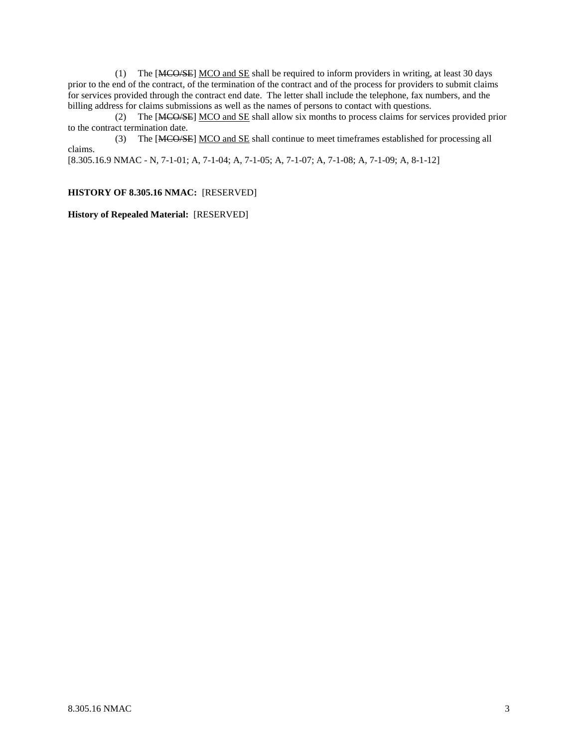(1) The [~~MCO/SE~~] <u>MCO and SE</u> shall be required to inform providers in writing, at least 30 days prior to the end of the contract, of the termination of the contract and of the process for providers to submit claims for services provided through the contract end date. The letter shall include the telephone, fax numbers, and the billing address for claims submissions as well as the names of persons to contact with questions.

(2) The [~~MCO/SE~~] <u>MCO and SE</u> shall allow six months to process claims for services provided prior to the contract termination date.

(3) The [~~MCO/SE~~] <u>MCO and SE</u> shall continue to meet timeframes established for processing all claims.

[8.305.16.9 NMAC - N, 7-1-01; A, 7-1-04; A, 7-1-05; A, 7-1-07; A, 7-1-08; A, 7-1-09; A, 8-1-12]

**HISTORY OF 8.305.16 NMAC:** [RESERVED]

**History of Repealed Material:** [RESERVED]